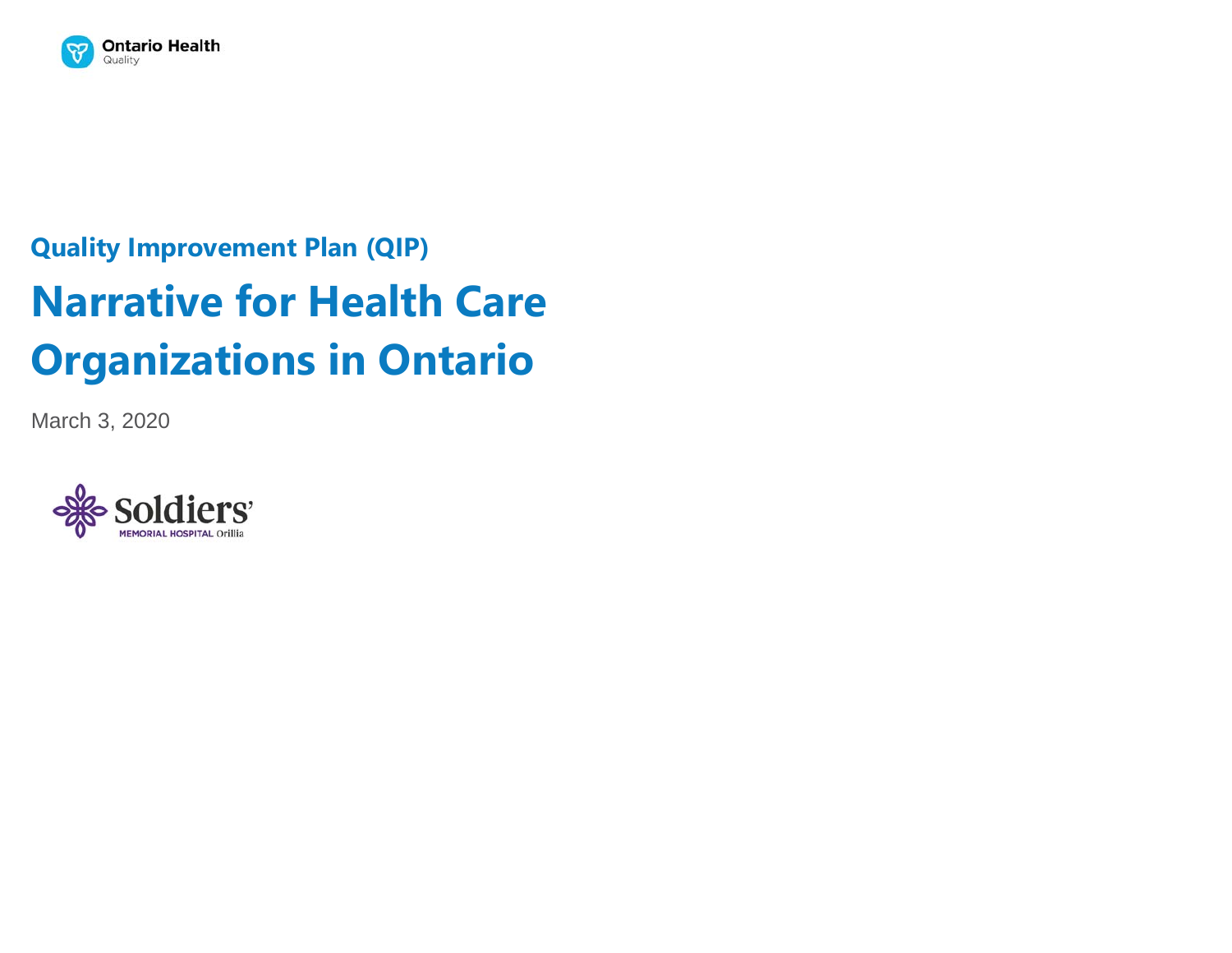Ontario Health
Quality

## Quality Improvement Plan (QIP)

# Narrative for Health Care Organizations in Ontario

March 3, 2020

Soldiers' MEMORIAL HOSPITAL Orillia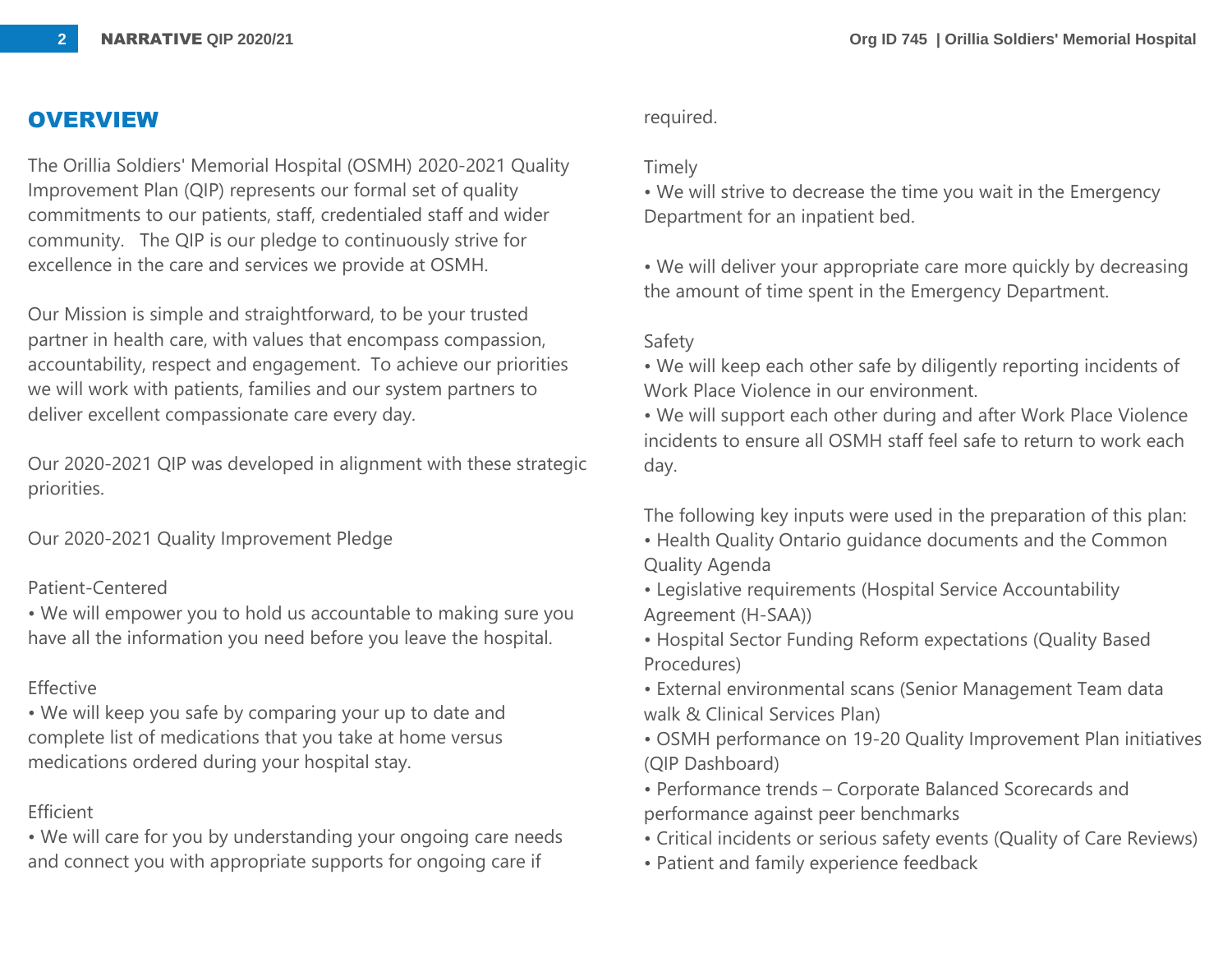## OVERVIEW

The Orillia Soldiers' Memorial Hospital (OSMH) 2020-2021 Quality Improvement Plan (QIP) represents our formal set of quality commitments to our patients, staff, credentialed staff and wider community. The QIP is our pledge to continuously strive for excellence in the care and services we provide at OSMH.

Our Mission is simple and straightforward, to be your trusted partner in health care, with values that encompass compassion, accountability, respect and engagement. To achieve our priorities we will work with patients, families and our system partners to deliver excellent compassionate care every day.

Our 2020-2021 QIP was developed in alignment with these strategic priorities.

Our 2020-2021 Quality Improvement Pledge

Patient-Centered
• We will empower you to hold us accountable to making sure you have all the information you need before you leave the hospital.

Effective
• We will keep you safe by comparing your up to date and complete list of medications that you take at home versus medications ordered during your hospital stay.

Efficient
• We will care for you by understanding your ongoing care needs and connect you with appropriate supports for ongoing care if required.

Timely
• We will strive to decrease the time you wait in the Emergency Department for an inpatient bed.

• We will deliver your appropriate care more quickly by decreasing the amount of time spent in the Emergency Department.

Safety
• We will keep each other safe by diligently reporting incidents of Work Place Violence in our environment.
• We will support each other during and after Work Place Violence incidents to ensure all OSMH staff feel safe to return to work each day.

The following key inputs were used in the preparation of this plan:
• Health Quality Ontario guidance documents and the Common Quality Agenda
• Legislative requirements (Hospital Service Accountability Agreement (H-SAA))
• Hospital Sector Funding Reform expectations (Quality Based Procedures)
• External environmental scans (Senior Management Team data walk & Clinical Services Plan)
• OSMH performance on 19-20 Quality Improvement Plan initiatives (QIP Dashboard)
• Performance trends – Corporate Balanced Scorecards and performance against peer benchmarks
• Critical incidents or serious safety events (Quality of Care Reviews)
• Patient and family experience feedback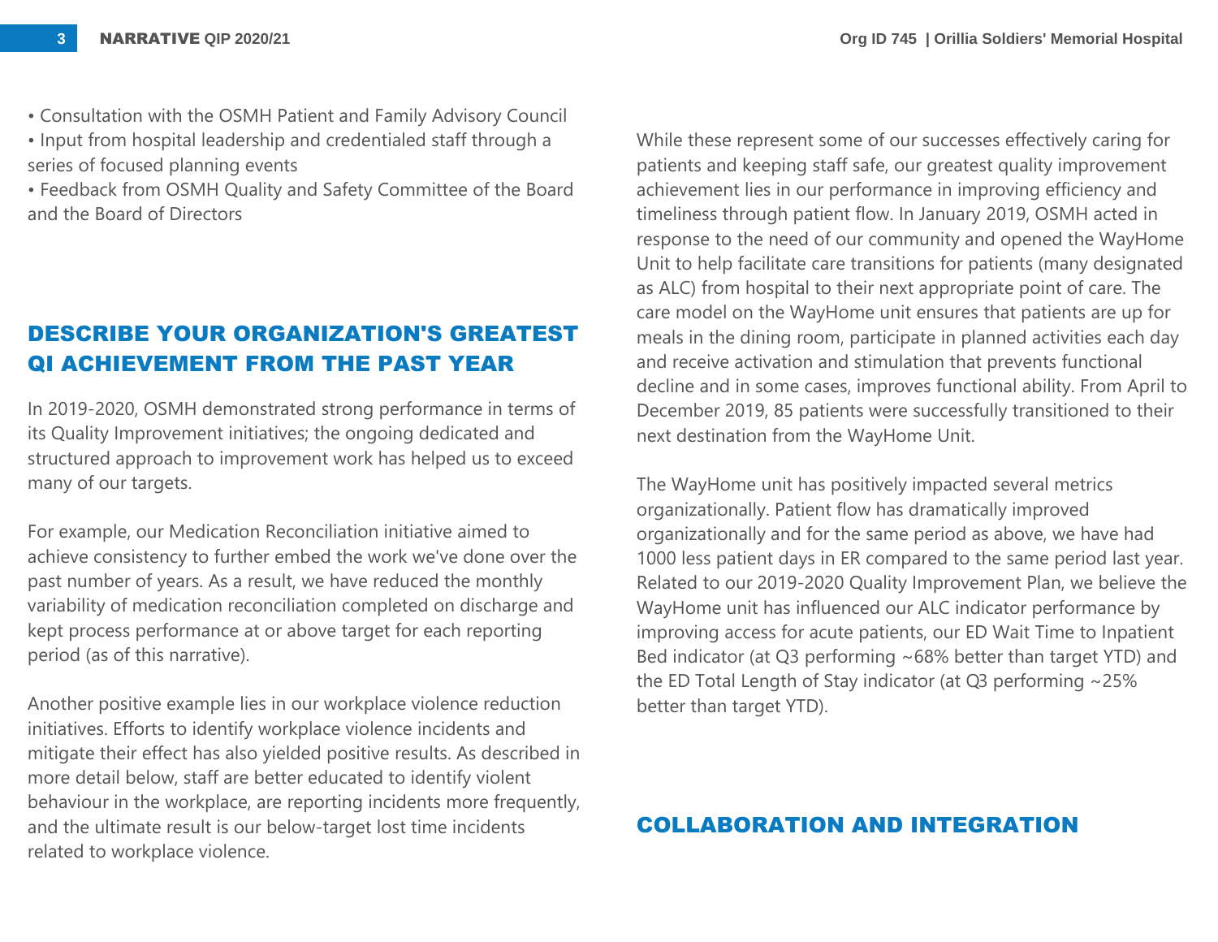• Consultation with the OSMH Patient and Family Advisory Council
• Input from hospital leadership and credentialed staff through a series of focused planning events
• Feedback from OSMH Quality and Safety Committee of the Board and the Board of Directors

## DESCRIBE YOUR ORGANIZATION'S GREATEST QI ACHIEVEMENT FROM THE PAST YEAR

In 2019-2020, OSMH demonstrated strong performance in terms of its Quality Improvement initiatives; the ongoing dedicated and structured approach to improvement work has helped us to exceed many of our targets.

For example, our Medication Reconciliation initiative aimed to achieve consistency to further embed the work we've done over the past number of years. As a result, we have reduced the monthly variability of medication reconciliation completed on discharge and kept process performance at or above target for each reporting period (as of this narrative).

Another positive example lies in our workplace violence reduction initiatives. Efforts to identify workplace violence incidents and mitigate their effect has also yielded positive results. As described in more detail below, staff are better educated to identify violent behaviour in the workplace, are reporting incidents more frequently, and the ultimate result is our below-target lost time incidents related to workplace violence.

While these represent some of our successes effectively caring for patients and keeping staff safe, our greatest quality improvement achievement lies in our performance in improving efficiency and timeliness through patient flow. In January 2019, OSMH acted in response to the need of our community and opened the WayHome Unit to help facilitate care transitions for patients (many designated as ALC) from hospital to their next appropriate point of care. The care model on the WayHome unit ensures that patients are up for meals in the dining room, participate in planned activities each day and receive activation and stimulation that prevents functional decline and in some cases, improves functional ability. From April to December 2019, 85 patients were successfully transitioned to their next destination from the WayHome Unit.

The WayHome unit has positively impacted several metrics organizationally. Patient flow has dramatically improved organizationally and for the same period as above, we have had 1000 less patient days in ER compared to the same period last year. Related to our 2019-2020 Quality Improvement Plan, we believe the WayHome unit has influenced our ALC indicator performance by improving access for acute patients, our ED Wait Time to Inpatient Bed indicator (at Q3 performing ~68% better than target YTD) and the ED Total Length of Stay indicator (at Q3 performing ~25% better than target YTD).

## COLLABORATION AND INTEGRATION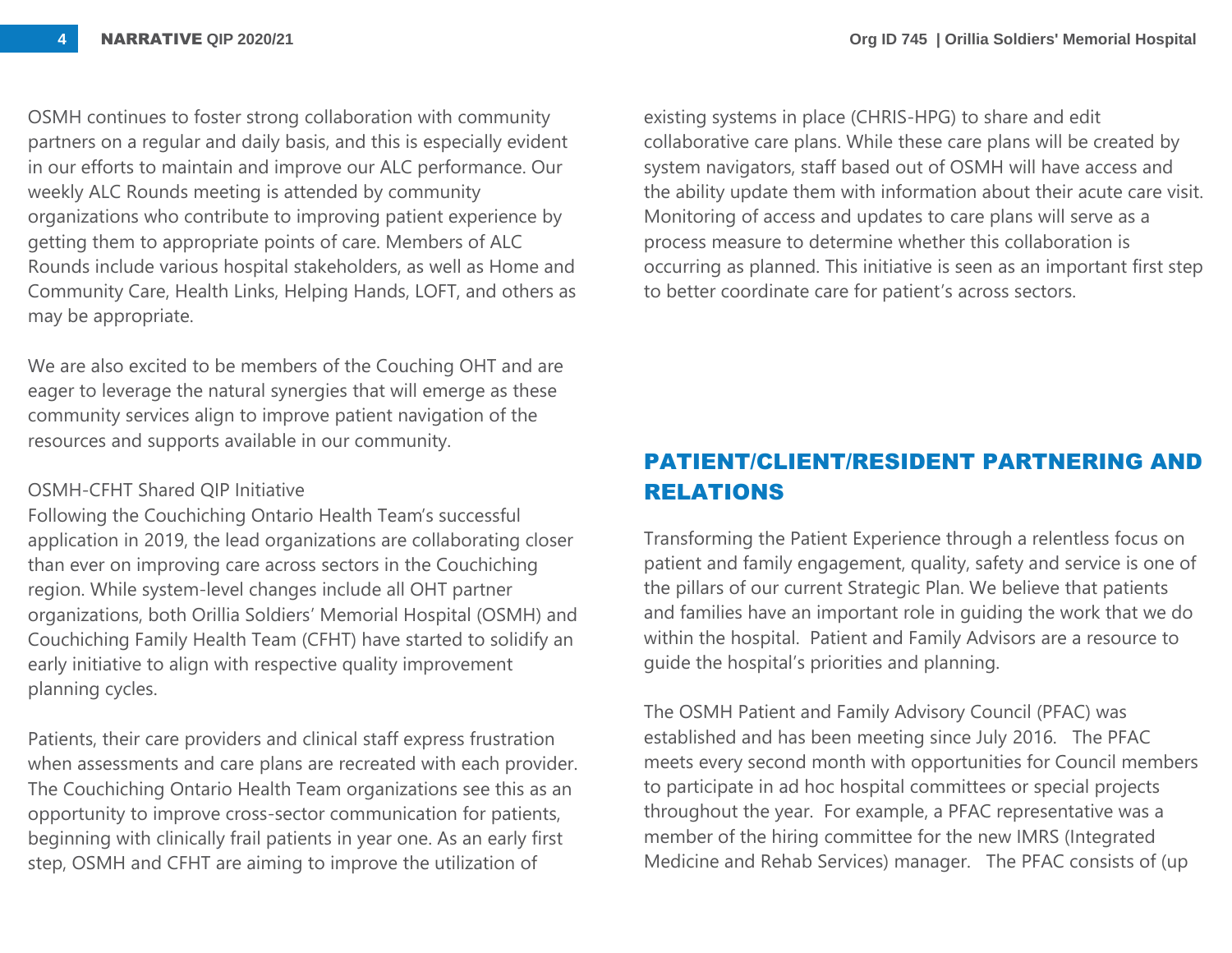OSMH continues to foster strong collaboration with community partners on a regular and daily basis, and this is especially evident in our efforts to maintain and improve our ALC performance. Our weekly ALC Rounds meeting is attended by community organizations who contribute to improving patient experience by getting them to appropriate points of care. Members of ALC Rounds include various hospital stakeholders, as well as Home and Community Care, Health Links, Helping Hands, LOFT, and others as may be appropriate.

We are also excited to be members of the Couching OHT and are eager to leverage the natural synergies that will emerge as these community services align to improve patient navigation of the resources and supports available in our community.

OSMH-CFHT Shared QIP Initiative

Following the Couchiching Ontario Health Team's successful application in 2019, the lead organizations are collaborating closer than ever on improving care across sectors in the Couchiching region. While system-level changes include all OHT partner organizations, both Orillia Soldiers' Memorial Hospital (OSMH) and Couchiching Family Health Team (CFHT) have started to solidify an early initiative to align with respective quality improvement planning cycles.

Patients, their care providers and clinical staff express frustration when assessments and care plans are recreated with each provider. The Couchiching Ontario Health Team organizations see this as an opportunity to improve cross-sector communication for patients, beginning with clinically frail patients in year one. As an early first step, OSMH and CFHT are aiming to improve the utilization of existing systems in place (CHRIS-HPG) to share and edit collaborative care plans. While these care plans will be created by system navigators, staff based out of OSMH will have access and the ability update them with information about their acute care visit. Monitoring of access and updates to care plans will serve as a process measure to determine whether this collaboration is occurring as planned. This initiative is seen as an important first step to better coordinate care for patient's across sectors.

## PATIENT/CLIENT/RESIDENT PARTNERING AND RELATIONS

Transforming the Patient Experience through a relentless focus on patient and family engagement, quality, safety and service is one of the pillars of our current Strategic Plan. We believe that patients and families have an important role in guiding the work that we do within the hospital. Patient and Family Advisors are a resource to guide the hospital's priorities and planning.

The OSMH Patient and Family Advisory Council (PFAC) was established and has been meeting since July 2016. The PFAC meets every second month with opportunities for Council members to participate in ad hoc hospital committees or special projects throughout the year. For example, a PFAC representative was a member of the hiring committee for the new IMRS (Integrated Medicine and Rehab Services) manager. The PFAC consists of (up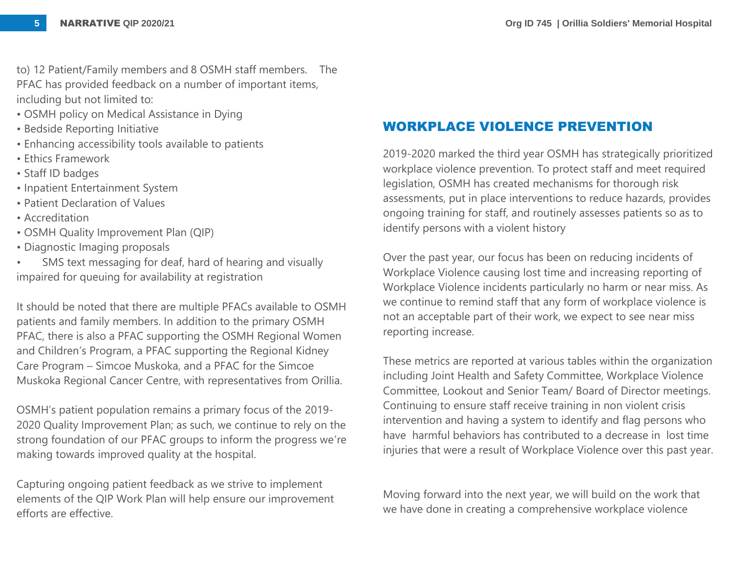to) 12 Patient/Family members and 8 OSMH staff members. The PFAC has provided feedback on a number of important items, including but not limited to:

- OSMH policy on Medical Assistance in Dying
- Bedside Reporting Initiative
- Enhancing accessibility tools available to patients
- Ethics Framework
- Staff ID badges
- Inpatient Entertainment System
- Patient Declaration of Values
- Accreditation
- OSMH Quality Improvement Plan (QIP)
- Diagnostic Imaging proposals
- SMS text messaging for deaf, hard of hearing and visually impaired for queuing for availability at registration

It should be noted that there are multiple PFACs available to OSMH patients and family members. In addition to the primary OSMH PFAC, there is also a PFAC supporting the OSMH Regional Women and Children's Program, a PFAC supporting the Regional Kidney Care Program – Simcoe Muskoka, and a PFAC for the Simcoe Muskoka Regional Cancer Centre, with representatives from Orillia.

OSMH's patient population remains a primary focus of the 2019-2020 Quality Improvement Plan; as such, we continue to rely on the strong foundation of our PFAC groups to inform the progress we're making towards improved quality at the hospital.

Capturing ongoing patient feedback as we strive to implement elements of the QIP Work Plan will help ensure our improvement efforts are effective.

## WORKPLACE VIOLENCE PREVENTION

2019-2020 marked the third year OSMH has strategically prioritized workplace violence prevention. To protect staff and meet required legislation, OSMH has created mechanisms for thorough risk assessments, put in place interventions to reduce hazards, provides ongoing training for staff, and routinely assesses patients so as to identify persons with a violent history

Over the past year, our focus has been on reducing incidents of Workplace Violence causing lost time and increasing reporting of Workplace Violence incidents particularly no harm or near miss. As we continue to remind staff that any form of workplace violence is not an acceptable part of their work, we expect to see near miss reporting increase.

These metrics are reported at various tables within the organization including Joint Health and Safety Committee, Workplace Violence Committee, Lookout and Senior Team/ Board of Director meetings. Continuing to ensure staff receive training in non violent crisis intervention and having a system to identify and flag persons who have harmful behaviors has contributed to a decrease in lost time injuries that were a result of Workplace Violence over this past year.

Moving forward into the next year, we will build on the work that we have done in creating a comprehensive workplace violence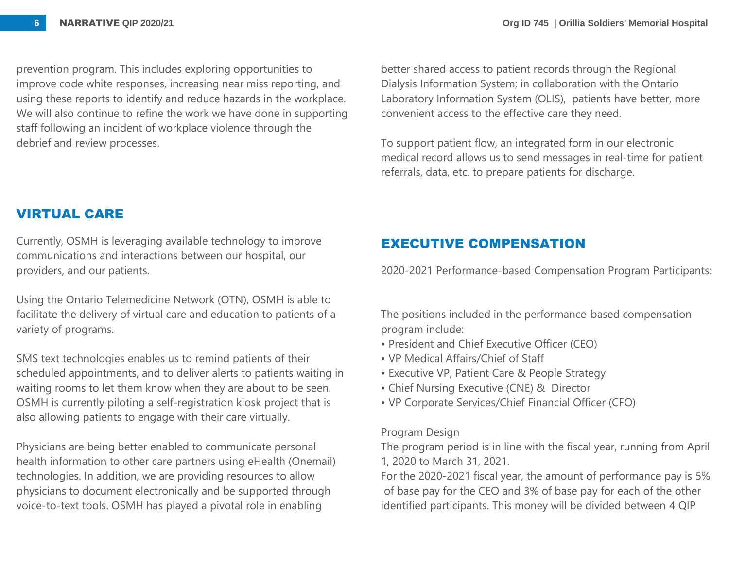prevention program. This includes exploring opportunities to improve code white responses, increasing near miss reporting, and using these reports to identify and reduce hazards in the workplace. We will also continue to refine the work we have done in supporting staff following an incident of workplace violence through the debrief and review processes.

## VIRTUAL CARE

Currently, OSMH is leveraging available technology to improve communications and interactions between our hospital, our providers, and our patients.

Using the Ontario Telemedicine Network (OTN), OSMH is able to facilitate the delivery of virtual care and education to patients of a variety of programs.

SMS text technologies enables us to remind patients of their scheduled appointments, and to deliver alerts to patients waiting in waiting rooms to let them know when they are about to be seen. OSMH is currently piloting a self-registration kiosk project that is also allowing patients to engage with their care virtually.

Physicians are being better enabled to communicate personal health information to other care partners using eHealth (Onemail) technologies. In addition, we are providing resources to allow physicians to document electronically and be supported through voice-to-text tools. OSMH has played a pivotal role in enabling better shared access to patient records through the Regional Dialysis Information System; in collaboration with the Ontario Laboratory Information System (OLIS), patients have better, more convenient access to the effective care they need.

To support patient flow, an integrated form in our electronic medical record allows us to send messages in real-time for patient referrals, data, etc. to prepare patients for discharge.

## EXECUTIVE COMPENSATION

2020-2021 Performance-based Compensation Program Participants:

The positions included in the performance-based compensation program include:

- President and Chief Executive Officer (CEO)
- VP Medical Affairs/Chief of Staff
- Executive VP, Patient Care & People Strategy
- Chief Nursing Executive (CNE) & Director
- VP Corporate Services/Chief Financial Officer (CFO)

Program Design

The program period is in line with the fiscal year, running from April 1, 2020 to March 31, 2021.

For the 2020-2021 fiscal year, the amount of performance pay is 5% of base pay for the CEO and 3% of base pay for each of the other identified participants. This money will be divided between 4 QIP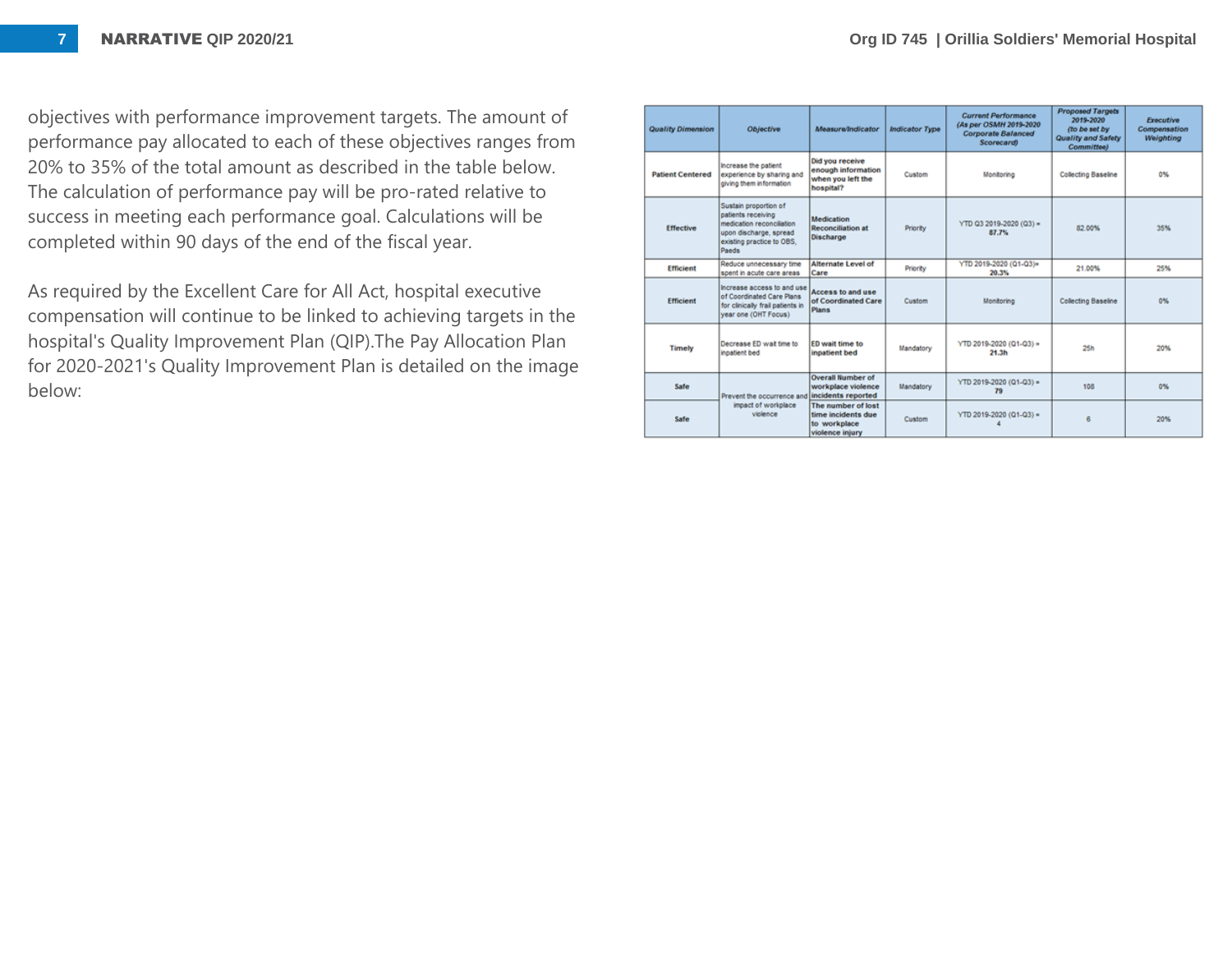objectives with performance improvement targets. The amount of performance pay allocated to each of these objectives ranges from 20% to 35% of the total amount as described in the table below. The calculation of performance pay will be pro-rated relative to success in meeting each performance goal. Calculations will be completed within 90 days of the end of the fiscal year.

As required by the Excellent Care for All Act, hospital executive compensation will continue to be linked to achieving targets in the hospital's Quality Improvement Plan (QIP).The Pay Allocation Plan for 2020-2021's Quality Improvement Plan is detailed on the image below:

| Quality Dimension | Objective | Measure/Indicator | Indicator Type | Current Performance (As per OSMH 2019-2020 Corporate Balanced Scorecard) | Proposed Targets 2019-2020 (to be set by Quality and Safety Committee) | Executive Compensation Weighting |
|---|---|---|---|---|---|---|
| Patient Centered | Increase the patient experience by sharing and giving them information | Did you receive enough information when you left the hospital? | Custom | Monitoring | Collecting Baseline | 0% |
| Effective | Sustain proportion of patients receiving medication reconciliation upon discharge, spread existing practice to OBS, Paeds | Medication Reconciliation at Discharge | Priority | YTD Q3 2019-2020 (Q3) = 87.7% | 82.00% | 35% |
| Efficient | Reduce unnecessary time spent in acute care areas | Alternate Level of Care | Priority | YTD 2019-2020 (Q1-Q3)= 20.3% | 21.00% | 25% |
| Efficient | Increase access to and use of Coordinated Care Plans for clinically frail patients in year one (OHT Focus) | Access to and use of Coordinated Care Plans | Custom | Monitoring | Collecting Baseline | 0% |
| Timely | Decrease ED wait time to inpatient bed | ED wait time to inpatient bed | Mandatory | YTD 2019-2020 (Q1-Q3) = 21.3h | 25h | 20% |
| Safe | Prevent the occurrence and impact of workplace violence | Overall Number of workplace violence incidents reported | Mandatory | YTD 2019-2020 (Q1-Q3) = 79 | 108 | 0% |
| Safe | | The number of lost time incidents due to workplace violence injury | Custom | YTD 2019-2020 (Q1-Q3) = 4 | 6 | 20% |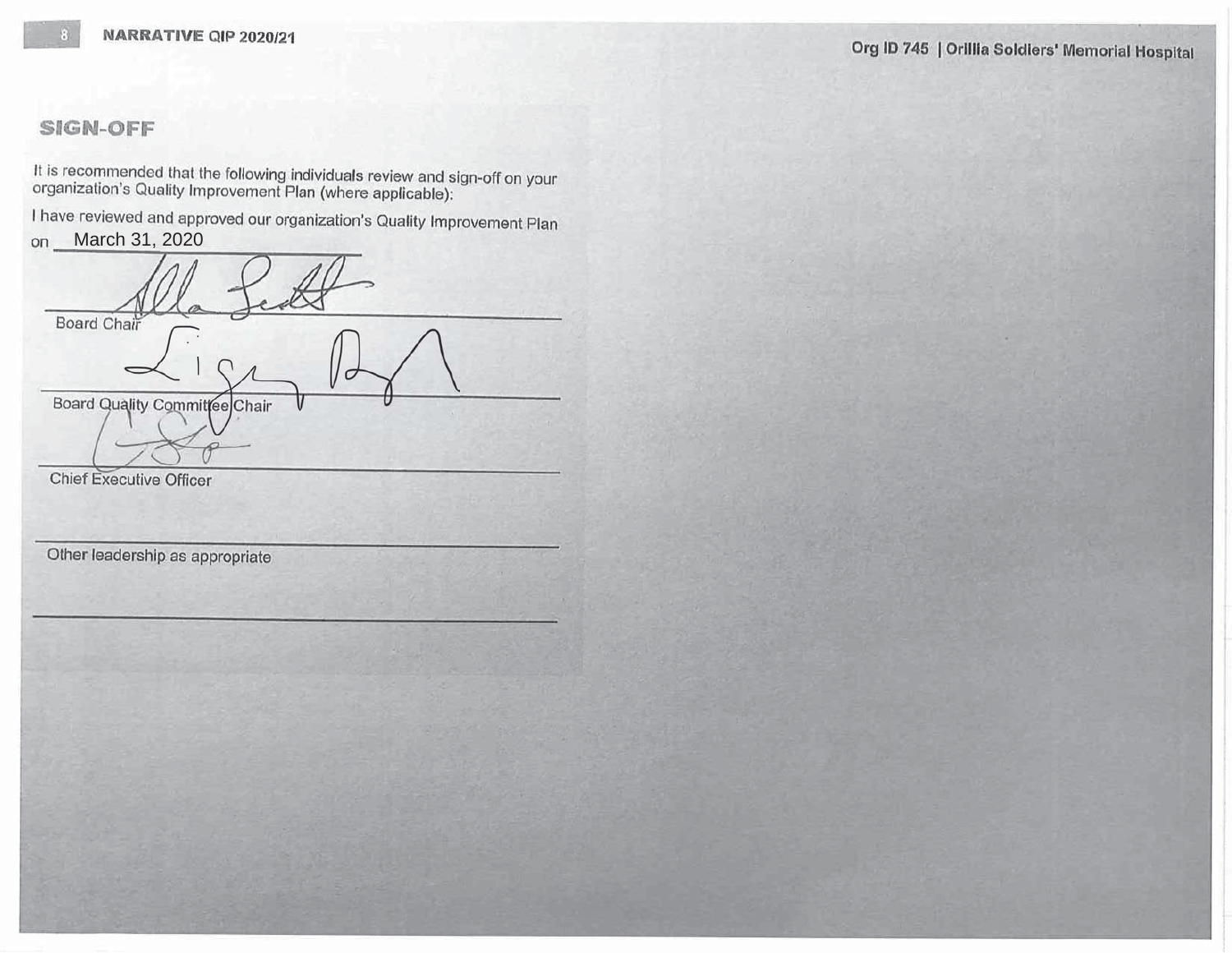## SIGN-OFF

It is recommended that the following individuals review and sign-off on your organization's Quality Improvement Plan (where applicable):

I have reviewed and approved our organization's Quality Improvement Plan

on March 31, 2020

_______________________________

Board Chair

_______________________________

Board Quality Committee Chair

_______________________________

Chief Executive Officer

_______________________________

Other leadership as appropriate

_______________________________